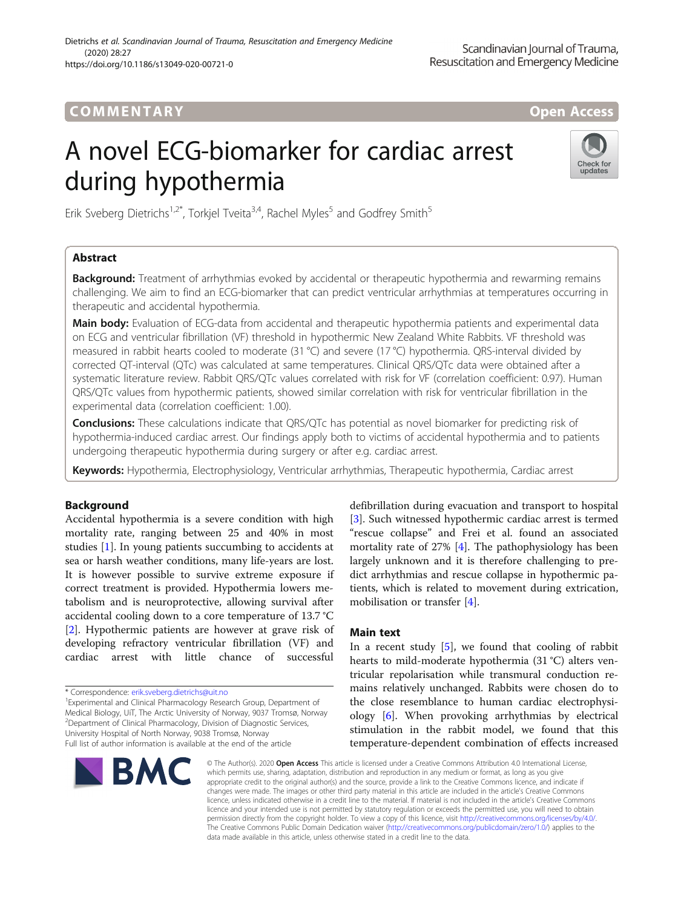COMMENTARY

Open Access

# A novel ECG-biomarker for cardiac arrest during hypothermia

Erik Sveberg Dietrichs[1,2*], Torkjel Tveita[3,4], Rachel Myles[5] and Godfrey Smith[5]

## Abstract

**Background:** Treatment of arrhythmias evoked by accidental or therapeutic hypothermia and rewarming remains challenging. We aim to find an ECG-biomarker that can predict ventricular arrhythmias at temperatures occurring in therapeutic and accidental hypothermia.

**Main body:** Evaluation of ECG-data from accidental and therapeutic hypothermia patients and experimental data on ECG and ventricular fibrillation (VF) threshold in hypothermic New Zealand White Rabbits. VF threshold was measured in rabbit hearts cooled to moderate (31 °C) and severe (17 °C) hypothermia. QRS-interval divided by corrected QT-interval (QTc) was calculated at same temperatures. Clinical QRS/QTc data were obtained after a systematic literature review. Rabbit QRS/QTc values correlated with risk for VF (correlation coefficient: 0.97). Human QRS/QTc values from hypothermic patients, showed similar correlation with risk for ventricular fibrillation in the experimental data (correlation coefficient: 1.00).

**Conclusions:** These calculations indicate that QRS/QTc has potential as novel biomarker for predicting risk of hypothermia-induced cardiac arrest. Our findings apply both to victims of accidental hypothermia and to patients undergoing therapeutic hypothermia during surgery or after e.g. cardiac arrest.

**Keywords:** Hypothermia, Electrophysiology, Ventricular arrhythmias, Therapeutic hypothermia, Cardiac arrest

## Background

Accidental hypothermia is a severe condition with high mortality rate, ranging between 25 and 40% in most studies [1]. In young patients succumbing to accidents at sea or harsh weather conditions, many life-years are lost. It is however possible to survive extreme exposure if correct treatment is provided. Hypothermia lowers metabolism and is neuroprotective, allowing survival after accidental cooling down to a core temperature of 13.7 °C [2]. Hypothermic patients are however at grave risk of developing refractory ventricular fibrillation (VF) and cardiac arrest with little chance of successful defibrillation during evacuation and transport to hospital [3]. Such witnessed hypothermic cardiac arrest is termed "rescue collapse" and Frei et al. found an associated mortality rate of 27% [4]. The pathophysiology has been largely unknown and it is therefore challenging to predict arrhythmias and rescue collapse in hypothermic patients, which is related to movement during extrication, mobilisation or transfer [4].

## Main text

In a recent study [5], we found that cooling of rabbit hearts to mild-moderate hypothermia (31 °C) alters ventricular repolarisation while transmural conduction remains relatively unchanged. Rabbits were chosen do to the close resemblance to human cardiac electrophysiology [6]. When provoking arrhythmias by electrical stimulation in the rabbit model, we found that this temperature-dependent combination of effects increased

\* Correspondence: erik.sveberg.dietrichs@uit.no

[1]Experimental and Clinical Pharmacology Research Group, Department of Medical Biology, UiT, The Arctic University of Norway, 9037 Tromsø, Norway

[2]Department of Clinical Pharmacology, Division of Diagnostic Services, University Hospital of North Norway, 9038 Tromsø, Norway

Full list of author information is available at the end of the article

© The Author(s). 2020 **Open Access** This article is licensed under a Creative Commons Attribution 4.0 International License, which permits use, sharing, adaptation, distribution and reproduction in any medium or format, as long as you give appropriate credit to the original author(s) and the source, provide a link to the Creative Commons licence, and indicate if changes were made. The images or other third party material in this article are included in the article's Creative Commons licence, unless indicated otherwise in a credit line to the material. If material is not included in the article's Creative Commons licence and your intended use is not permitted by statutory regulation or exceeds the permitted use, you will need to obtain permission directly from the copyright holder. To view a copy of this licence, visit http://creativecommons.org/licenses/by/4.0/. The Creative Commons Public Domain Dedication waiver (http://creativecommons.org/publicdomain/zero/1.0/) applies to the data made available in this article, unless otherwise stated in a credit line to the data.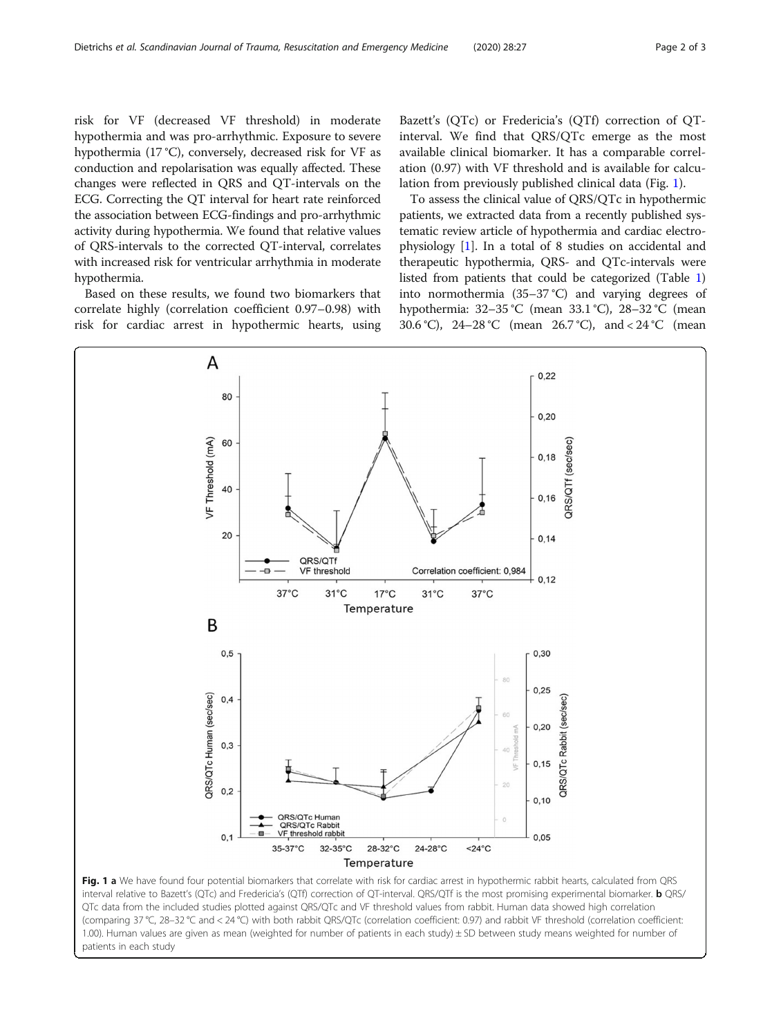risk for VF (decreased VF threshold) in moderate hypothermia and was pro-arrhythmic. Exposure to severe hypothermia (17 °C), conversely, decreased risk for VF as conduction and repolarisation was equally affected. These changes were reflected in QRS and QT-intervals on the ECG. Correcting the QT interval for heart rate reinforced the association between ECG-findings and pro-arrhythmic activity during hypothermia. We found that relative values of QRS-intervals to the corrected QT-interval, correlates with increased risk for ventricular arrhythmia in moderate hypothermia.

Based on these results, we found two biomarkers that correlate highly (correlation coefficient 0.97–0.98) with risk for cardiac arrest in hypothermic hearts, using Bazett's (QTc) or Fredericia's (QTf) correction of QT-interval. We find that QRS/QTc emerge as the most available clinical biomarker. It has a comparable correlation (0.97) with VF threshold and is available for calculation from previously published clinical data (Fig. 1).

To assess the clinical value of QRS/QTc in hypothermic patients, we extracted data from a recently published systematic review article of hypothermia and cardiac electrophysiology [1]. In a total of 8 studies on accidental and therapeutic hypothermia, QRS- and QTc-intervals were listed from patients that could be categorized (Table 1) into normothermia (35–37 °C) and varying degrees of hypothermia: 32–35 °C (mean 33.1 °C), 28–32 °C (mean 30.6 °C), 24–28 °C (mean 26.7 °C), and < 24 °C (mean

**Fig. 1** **a** We have found four potential biomarkers that correlate with risk for cardiac arrest in hypothermic rabbit hearts, calculated from QRS interval relative to Bazett's (QTc) and Fredericia's (QTf) correction of QT-interval. QRS/QTf is the most promising experimental biomarker. **b** QRS/QTc data from the included studies plotted against QRS/QTc and VF threshold values from rabbit. Human data showed high correlation (comparing 37 °C, 28–32 °C and < 24 °C) with both rabbit QRS/QTc (correlation coefficient: 0.97) and rabbit VF threshold (correlation coefficient: 1.00). Human values are given as mean (weighted for number of patients in each study) ± SD between study means weighted for number of patients in each study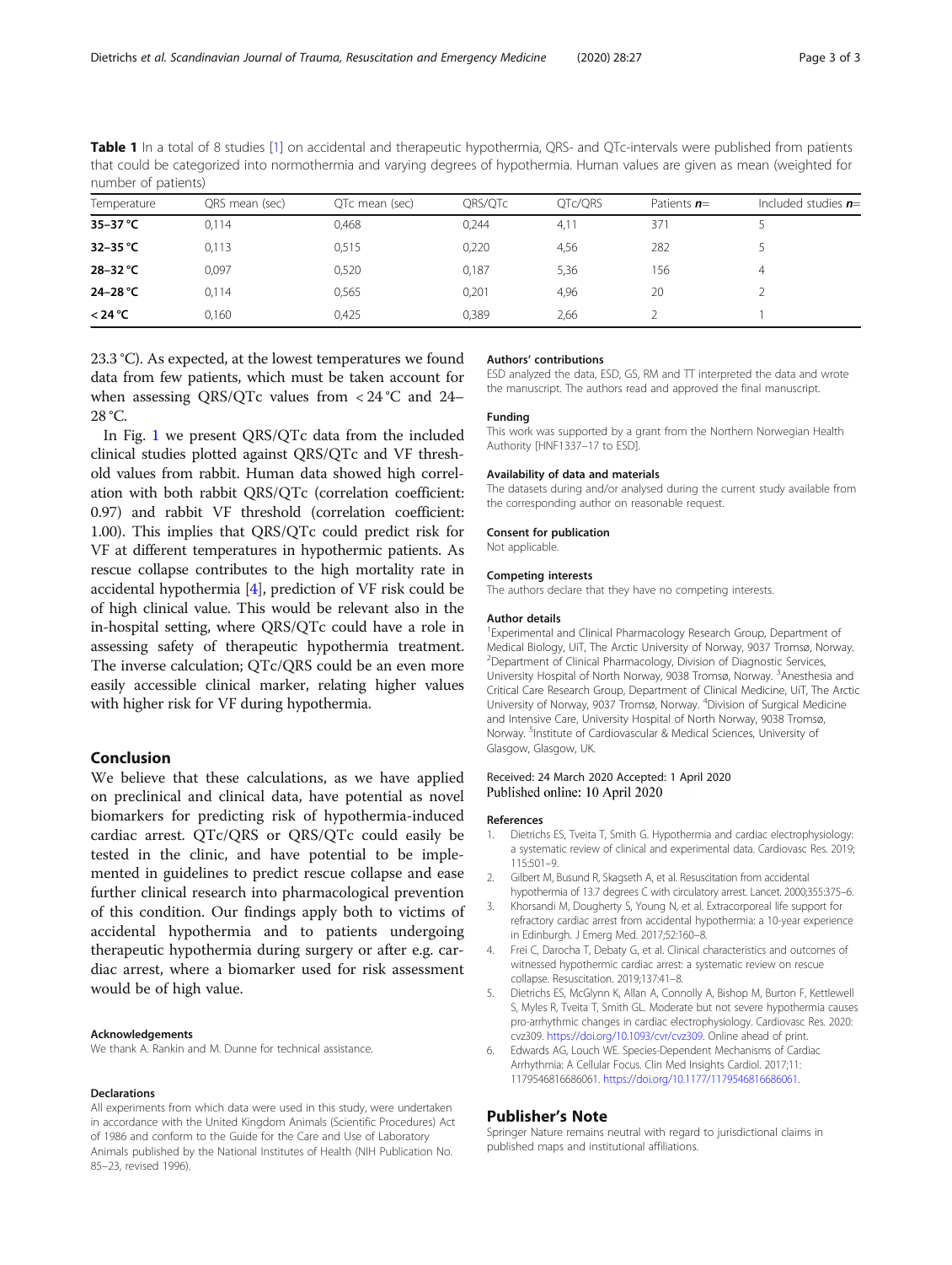**Table 1** In a total of 8 studies [1] on accidental and therapeutic hypothermia, QRS- and QTc-intervals were published from patients that could be categorized into normothermia and varying degrees of hypothermia. Human values are given as mean (weighted for number of patients)

| Temperature | QRS mean (sec) | QTc mean (sec) | QRS/QTc | QTc/QRS | Patients ***n***= | Included studies ***n***= |
|---|---|---|---|---|---|---|
| **35–37 °C** | 0,114 | 0,468 | 0,244 | 4,11 | 371 | 5 |
| **32–35 °C** | 0,113 | 0,515 | 0,220 | 4,56 | 282 | 5 |
| **28–32 °C** | 0,097 | 0,520 | 0,187 | 5,36 | 156 | 4 |
| **24–28 °C** | 0,114 | 0,565 | 0,201 | 4,96 | 20 | 2 |
| **< 24 °C** | 0,160 | 0,425 | 0,389 | 2,66 | 2 | 1 |

23.3 °C). As expected, at the lowest temperatures we found data from few patients, which must be taken account for when assessing QRS/QTc values from < 24 °C and 24–28 °C.

In Fig. 1 we present QRS/QTc data from the included clinical studies plotted against QRS/QTc and VF threshold values from rabbit. Human data showed high correlation with both rabbit QRS/QTc (correlation coefficient: 0.97) and rabbit VF threshold (correlation coefficient: 1.00). This implies that QRS/QTc could predict risk for VF at different temperatures in hypothermic patients. As rescue collapse contributes to the high mortality rate in accidental hypothermia [4], prediction of VF risk could be of high clinical value. This would be relevant also in the in-hospital setting, where QRS/QTc could have a role in assessing safety of therapeutic hypothermia treatment. The inverse calculation; QTc/QRS could be an even more easily accessible clinical marker, relating higher values with higher risk for VF during hypothermia.

## Conclusion

We believe that these calculations, as we have applied on preclinical and clinical data, have potential as novel biomarkers for predicting risk of hypothermia-induced cardiac arrest. QTc/QRS or QRS/QTc could easily be tested in the clinic, and have potential to be implemented in guidelines to predict rescue collapse and ease further clinical research into pharmacological prevention of this condition. Our findings apply both to victims of accidental hypothermia and to patients undergoing therapeutic hypothermia during surgery or after e.g. cardiac arrest, where a biomarker used for risk assessment would be of high value.

#### Acknowledgements

We thank A. Rankin and M. Dunne for technical assistance.

#### Declarations

All experiments from which data were used in this study, were undertaken in accordance with the United Kingdom Animals (Scientific Procedures) Act of 1986 and conform to the Guide for the Care and Use of Laboratory Animals published by the National Institutes of Health (NIH Publication No. 85–23, revised 1996).

#### Authors' contributions

ESD analyzed the data, ESD, GS, RM and TT interpreted the data and wrote the manuscript. The authors read and approved the final manuscript.

#### Funding

This work was supported by a grant from the Northern Norwegian Health Authority [HNF1337–17 to ESD].

#### Availability of data and materials

The datasets during and/or analysed during the current study available from the corresponding author on reasonable request.

#### Consent for publication

Not applicable.

#### Competing interests

The authors declare that they have no competing interests.

#### Author details

[1]Experimental and Clinical Pharmacology Research Group, Department of Medical Biology, UiT, The Arctic University of Norway, 9037 Tromsø, Norway. [2]Department of Clinical Pharmacology, Division of Diagnostic Services, University Hospital of North Norway, 9038 Tromsø, Norway. [3]Anesthesia and Critical Care Research Group, Department of Clinical Medicine, UiT, The Arctic University of Norway, 9037 Tromsø, Norway. [4]Division of Surgical Medicine and Intensive Care, University Hospital of North Norway, 9038 Tromsø, Norway. [5]Institute of Cardiovascular & Medical Sciences, University of Glasgow, Glasgow, UK.

Received: 24 March 2020 Accepted: 1 April 2020
Published online: 10 April 2020

#### References

1. Dietrichs ES, Tveita T, Smith G. Hypothermia and cardiac electrophysiology: a systematic review of clinical and experimental data. Cardiovasc Res. 2019; 115:501–9.
2. Gilbert M, Busund R, Skagseth A, et al. Resuscitation from accidental hypothermia of 13.7 degrees C with circulatory arrest. Lancet. 2000;355:375–6.
3. Khorsandi M, Dougherty S, Young N, et al. Extracorporeal life support for refractory cardiac arrest from accidental hypothermia: a 10-year experience in Edinburgh. J Emerg Med. 2017;52:160–8.
4. Frei C, Darocha T, Debaty G, et al. Clinical characteristics and outcomes of witnessed hypothermic cardiac arrest: a systematic review on rescue collapse. Resuscitation. 2019;137:41–8.
5. Dietrichs ES, McGlynn K, Allan A, Connolly A, Bishop M, Burton F, Kettlewell S, Myles R, Tveita T, Smith GL. Moderate but not severe hypothermia causes pro-arrhythmic changes in cardiac electrophysiology. Cardiovasc Res. 2020: cvz309. https://doi.org/10.1093/cvr/cvz309. Online ahead of print.
6. Edwards AG, Louch WE. Species-Dependent Mechanisms of Cardiac Arrhythmia: A Cellular Focus. Clin Med Insights Cardiol. 2017;11: 1179546816686061. https://doi.org/10.1177/1179546816686061.

## Publisher's Note

Springer Nature remains neutral with regard to jurisdictional claims in published maps and institutional affiliations.